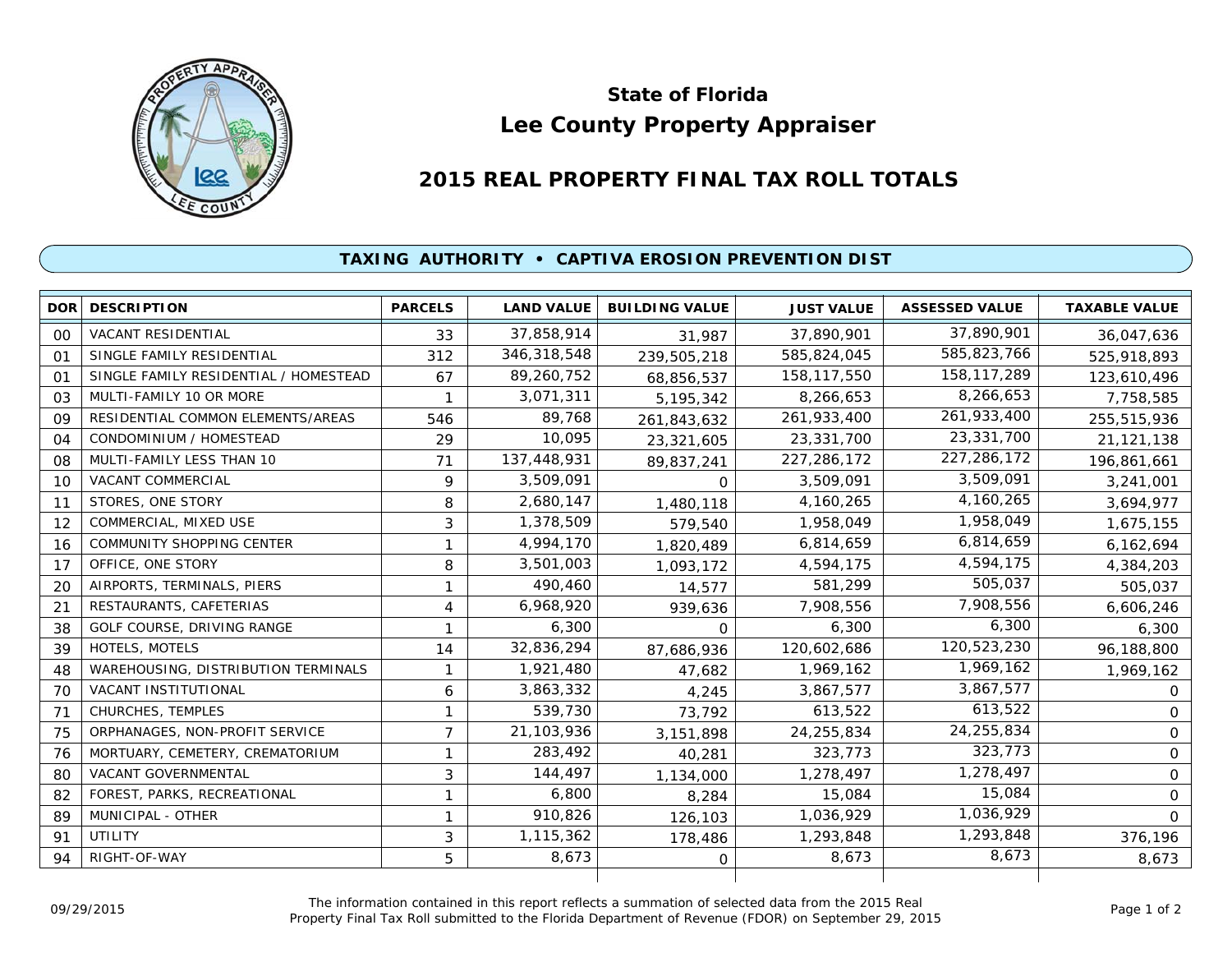# State of Florida
# Lee County Property Appraiser

## 2015 REAL PROPERTY FINAL TAX ROLL TOTALS

### TAXING AUTHORITY • CAPTIVA EROSION PREVENTION DIST

| DOR | DESCRIPTION | PARCELS | LAND VALUE | BUILDING VALUE | JUST VALUE | ASSESSED VALUE | TAXABLE VALUE |
|---|---|---|---|---|---|---|---|
| 00 | VACANT RESIDENTIAL | 33 | 37,858,914 | 31,987 | 37,890,901 | 37,890,901 | 36,047,636 |
| 01 | SINGLE FAMILY RESIDENTIAL | 312 | 346,318,548 | 239,505,218 | 585,824,045 | 585,823,766 | 525,918,893 |
| 01 | SINGLE FAMILY RESIDENTIAL / HOMESTEAD | 67 | 89,260,752 | 68,856,537 | 158,117,550 | 158,117,289 | 123,610,496 |
| 03 | MULTI-FAMILY 10 OR MORE | 1 | 3,071,311 | 5,195,342 | 8,266,653 | 8,266,653 | 7,758,585 |
| 09 | RESIDENTIAL COMMON ELEMENTS/AREAS | 546 | 89,768 | 261,843,632 | 261,933,400 | 261,933,400 | 255,515,936 |
| 04 | CONDOMINIUM / HOMESTEAD | 29 | 10,095 | 23,321,605 | 23,331,700 | 23,331,700 | 21,121,138 |
| 08 | MULTI-FAMILY LESS THAN 10 | 71 | 137,448,931 | 89,837,241 | 227,286,172 | 227,286,172 | 196,861,661 |
| 10 | VACANT COMMERCIAL | 9 | 3,509,091 | 0 | 3,509,091 | 3,509,091 | 3,241,001 |
| 11 | STORES, ONE STORY | 8 | 2,680,147 | 1,480,118 | 4,160,265 | 4,160,265 | 3,694,977 |
| 12 | COMMERCIAL, MIXED USE | 3 | 1,378,509 | 579,540 | 1,958,049 | 1,958,049 | 1,675,155 |
| 16 | COMMUNITY SHOPPING CENTER | 1 | 4,994,170 | 1,820,489 | 6,814,659 | 6,814,659 | 6,162,694 |
| 17 | OFFICE, ONE STORY | 8 | 3,501,003 | 1,093,172 | 4,594,175 | 4,594,175 | 4,384,203 |
| 20 | AIRPORTS, TERMINALS, PIERS | 1 | 490,460 | 14,577 | 581,299 | 505,037 | 505,037 |
| 21 | RESTAURANTS, CAFETERIAS | 4 | 6,968,920 | 939,636 | 7,908,556 | 7,908,556 | 6,606,246 |
| 38 | GOLF COURSE, DRIVING RANGE | 1 | 6,300 | 0 | 6,300 | 6,300 | 6,300 |
| 39 | HOTELS, MOTELS | 14 | 32,836,294 | 87,686,936 | 120,602,686 | 120,523,230 | 96,188,800 |
| 48 | WAREHOUSING, DISTRIBUTION TERMINALS | 1 | 1,921,480 | 47,682 | 1,969,162 | 1,969,162 | 1,969,162 |
| 70 | VACANT INSTITUTIONAL | 6 | 3,863,332 | 4,245 | 3,867,577 | 3,867,577 | 0 |
| 71 | CHURCHES, TEMPLES | 1 | 539,730 | 73,792 | 613,522 | 613,522 | 0 |
| 75 | ORPHANAGES, NON-PROFIT SERVICE | 7 | 21,103,936 | 3,151,898 | 24,255,834 | 24,255,834 | 0 |
| 76 | MORTUARY, CEMETERY, CREMATORIUM | 1 | 283,492 | 40,281 | 323,773 | 323,773 | 0 |
| 80 | VACANT GOVERNMENTAL | 3 | 144,497 | 1,134,000 | 1,278,497 | 1,278,497 | 0 |
| 82 | FOREST, PARKS, RECREATIONAL | 1 | 6,800 | 8,284 | 15,084 | 15,084 | 0 |
| 89 | MUNICIPAL - OTHER | 1 | 910,826 | 126,103 | 1,036,929 | 1,036,929 | 0 |
| 91 | UTILITY | 3 | 1,115,362 | 178,486 | 1,293,848 | 1,293,848 | 376,196 |
| 94 | RIGHT-OF-WAY | 5 | 8,673 | 0 | 8,673 | 8,673 | 8,673 |

09/29/2015

The information contained in this report reflects a summation of selected data from the 2015 Real Property Final Tax Roll submitted to the Florida Department of Revenue (FDOR) on September 29, 2015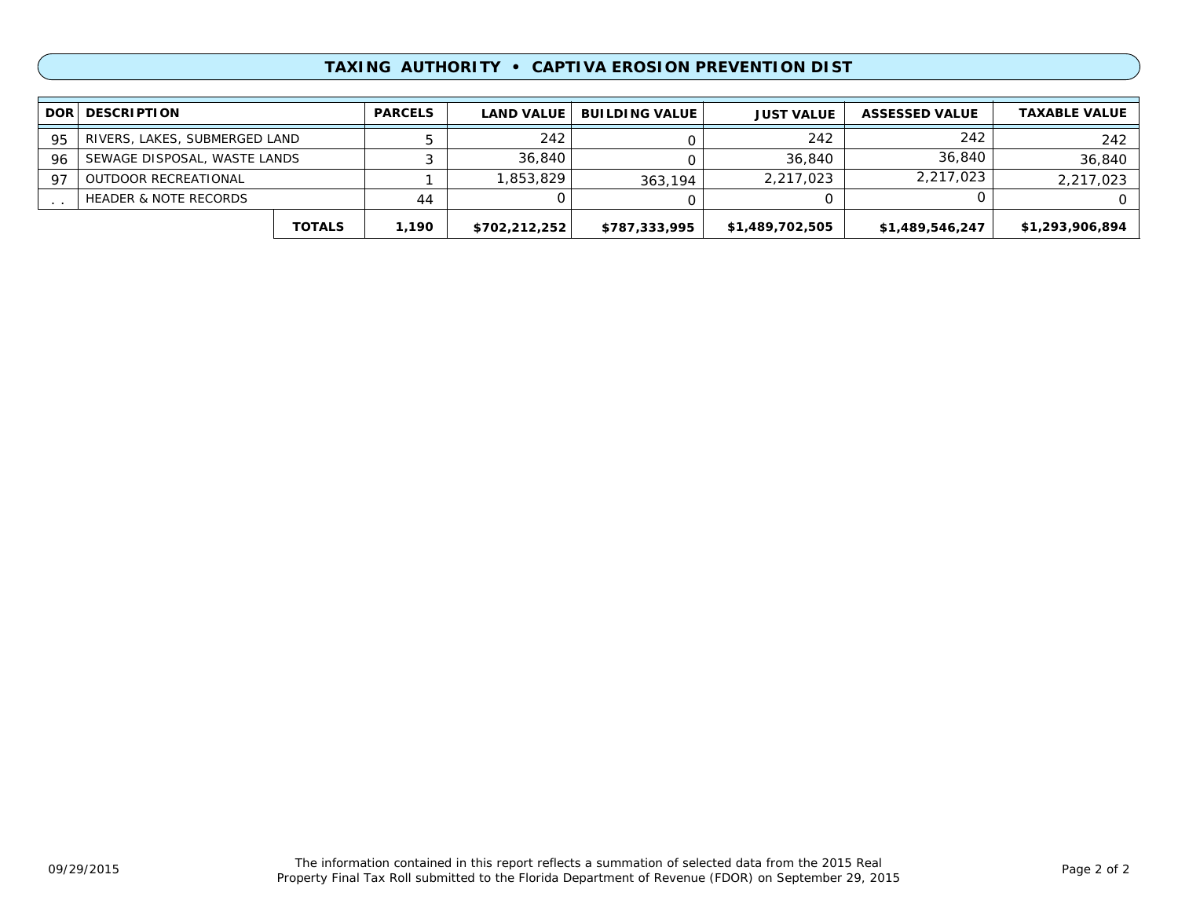## TAXING AUTHORITY • CAPTIVA EROSION PREVENTION DIST

| DOR | DESCRIPTION | | PARCELS | LAND VALUE | BUILDING VALUE | JUST VALUE | ASSESSED VALUE | TAXABLE VALUE |
|---|---|---|---|---|---|---|---|---|
| 95 | RIVERS, LAKES, SUBMERGED LAND | | 5 | 242 | 0 | 242 | 242 | 242 |
| 96 | SEWAGE DISPOSAL, WASTE LANDS | | 3 | 36,840 | 0 | 36,840 | 36,840 | 36,840 |
| 97 | OUTDOOR RECREATIONAL | | 1 | 1,853,829 | 363,194 | 2,217,023 | 2,217,023 | 2,217,023 |
| . . | HEADER & NOTE RECORDS | | 44 | 0 | 0 | 0 | 0 | 0 |
| | | **TOTALS** | **1,190** | **$702,212,252** | **$787,333,995** | **$1,489,702,505** | **$1,489,546,247** | **$1,293,906,894** |

09/29/2015

*The information contained in this report reflects a summation of selected data from the 2015 Real Property Final Tax Roll submitted to the Florida Department of Revenue (FDOR) on September 29, 2015*